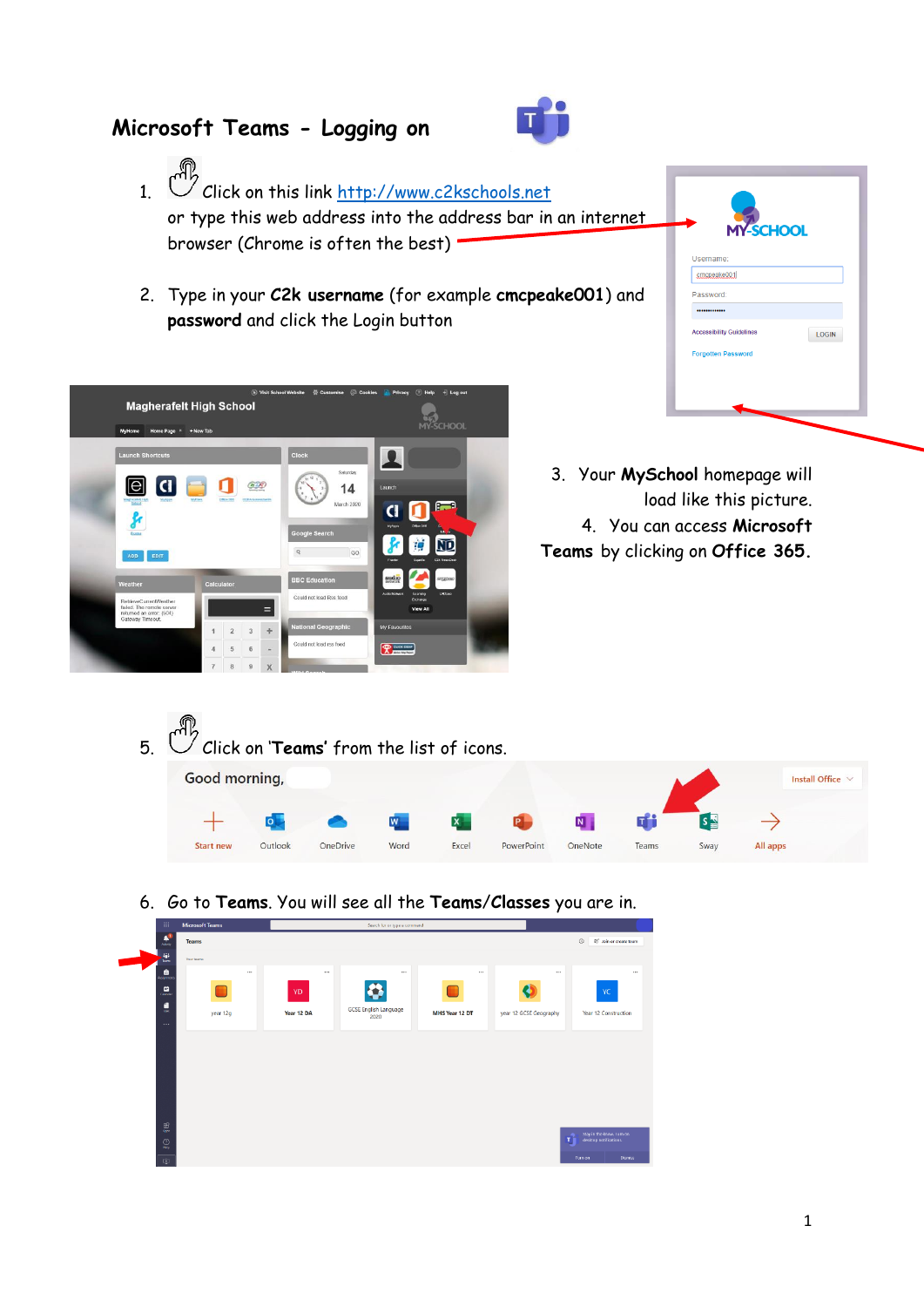# Microsoft Teams - Logging on

1. Click on this link [http://www.c2kschools.net](http://www.c2kschools.net) or type this web address into the address bar in an internet browser (Chrome is often the best)

2. Type in your **C2k username** (for example **cmcpeake001**) and **password** and click the Login button

3. Your **MySchool** homepage will load like this picture.

4. You can access **Microsoft Teams** by clicking on **Office 365.**

5. Click on '**Teams**' from the list of icons.

6. Go to **Teams**. You will see all the **Teams/Classes** you are in.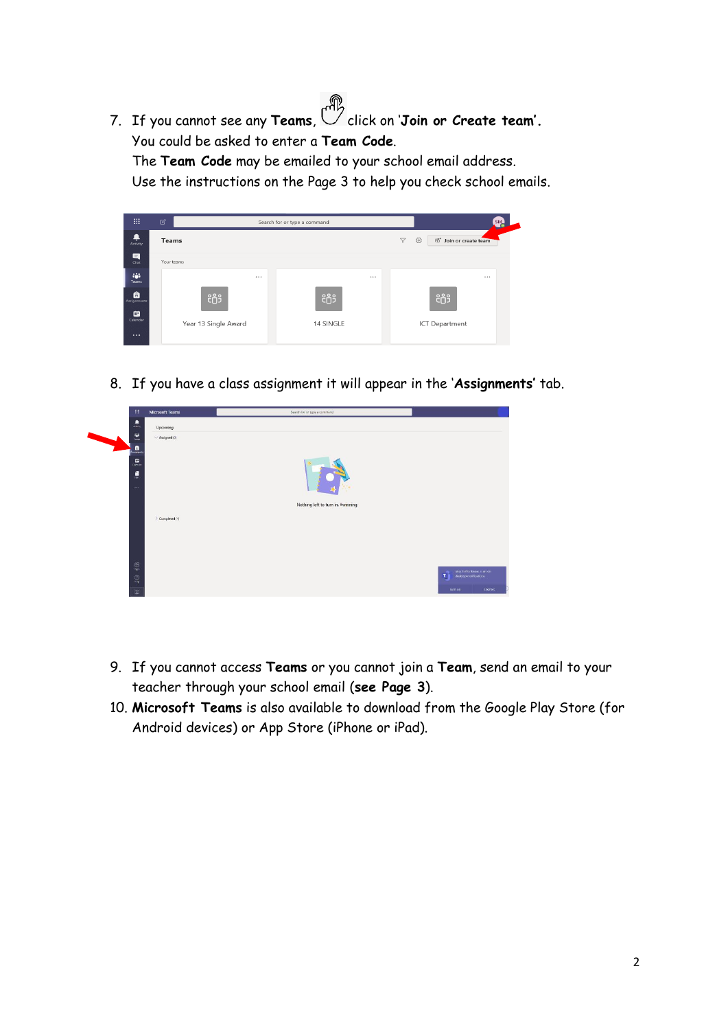7. If you cannot see any **Teams**, click on '**Join or Create team'.**
   You could be asked to enter a **Team Code**.
   The **Team Code** may be emailed to your school email address.
   Use the instructions on the Page 3 to help you check school emails.

8. If you have a class assignment it will appear in the '**Assignments'** tab.

9. If you cannot access **Teams** or you cannot join a **Team**, send an email to your teacher through your school email (**see Page 3**).

10. **Microsoft Teams** is also available to download from the Google Play Store (for Android devices) or App Store (iPhone or iPad).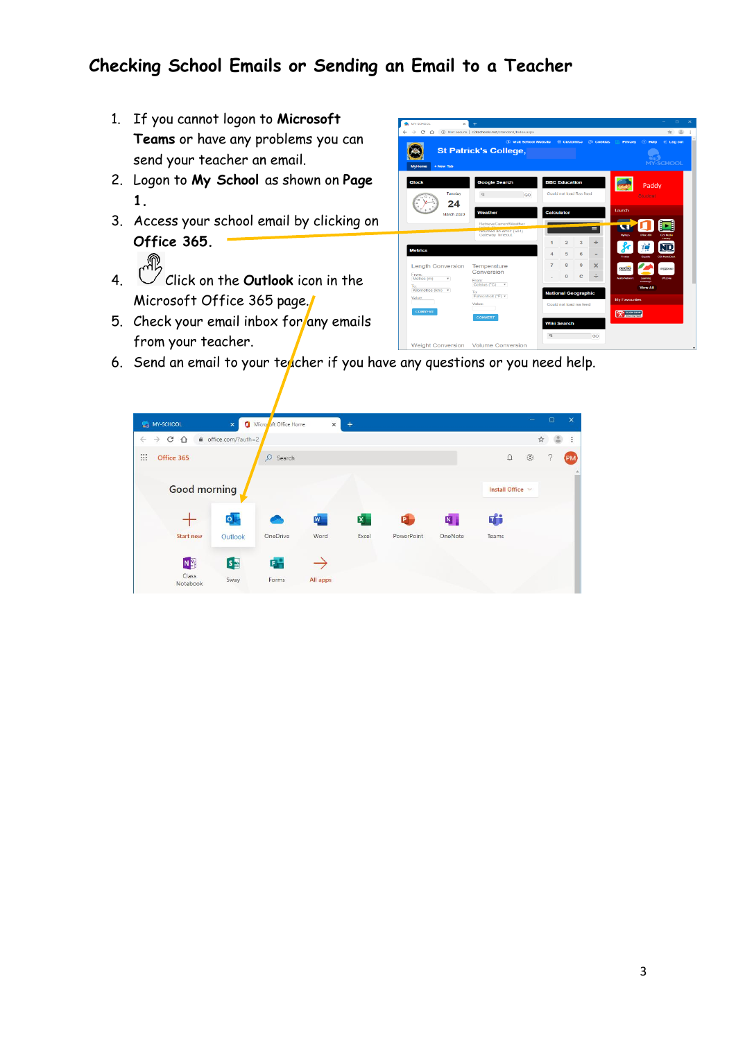## Checking School Emails or Sending an Email to a Teacher

1. If you cannot logon to **Microsoft Teams** or have any problems you can send your teacher an email.
2. Logon to **My School** as shown on **Page 1.**
3. Access your school email by clicking on **Office 365.**
4. Click on the **Outlook** icon in the Microsoft Office 365 page.
5. Check your email inbox for any emails from your teacher.
6. Send an email to your teacher if you have any questions or you need help.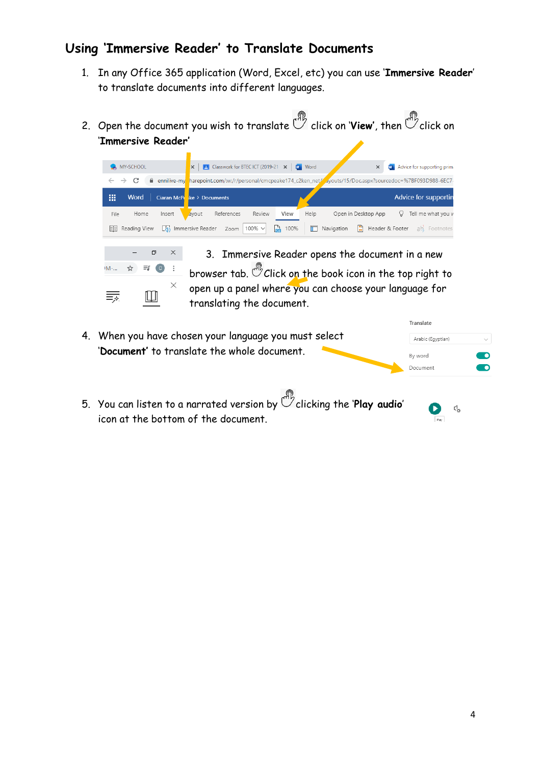## Using 'Immersive Reader' to Translate Documents

1. In any Office 365 application (Word, Excel, etc) you can use '**Immersive Reader**' to translate documents into different languages.

2. Open the document you wish to translate click on '**View**', then click on '**Immersive Reader**'

3. Immersive Reader opens the document in a new browser tab. Click on the book icon in the top right to open up a panel where you can choose your language for translating the document.

4. When you have chosen your language you must select '**Document**' to translate the whole document.

5. You can listen to a narrated version by clicking the '**Play audio**' icon at the bottom of the document.